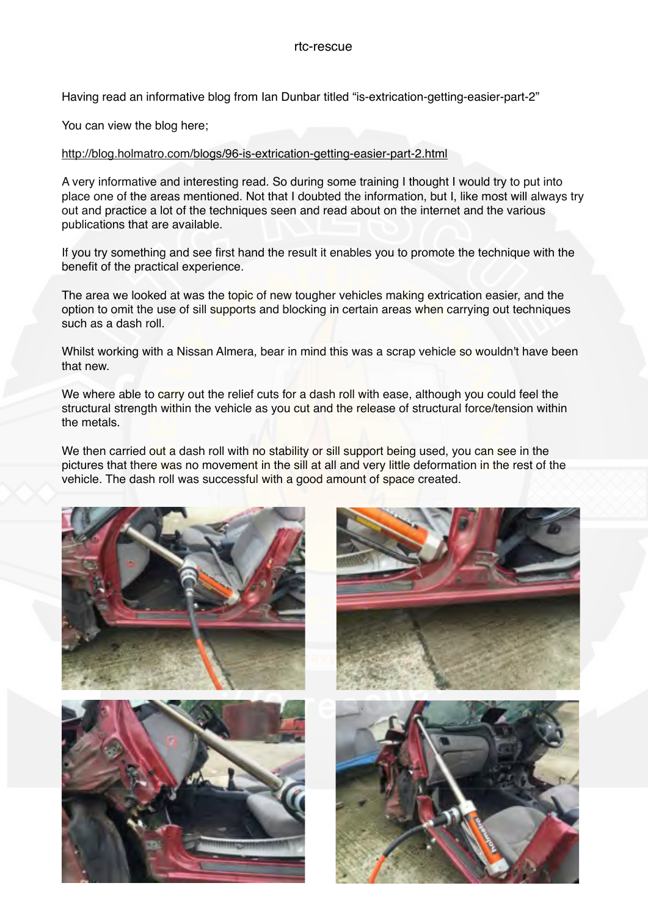# rtc-rescue

Having read an informative blog from Ian Dunbar titled "is-extrication-getting-easier-part-2"

You can view the blog here;

http://blog.holmatro.com/blogs/96-is-extrication-getting-easier-part-2.html

A very informative and interesting read. So during some training I thought I would try to put into place one of the areas mentioned. Not that I doubted the information, but I, like most will always try out and practice a lot of the techniques seen and read about on the internet and the various publications that are available.

If you try something and see first hand the result it enables you to promote the technique with the benefit of the practical experience.

The area we looked at was the topic of new tougher vehicles making extrication easier, and the option to omit the use of sill supports and blocking in certain areas when carrying out techniques such as a dash roll.

Whilst working with a Nissan Almera, bear in mind this was a scrap vehicle so wouldn't have been that new.

We where able to carry out the relief cuts for a dash roll with ease, although you could feel the structural strength within the vehicle as you cut and the release of structural force/tension within the metals.

We then carried out a dash roll with no stability or sill support being used, you can see in the pictures that there was no movement in the sill at all and very little deformation in the rest of the vehicle. The dash roll was successful with a good amount of space created.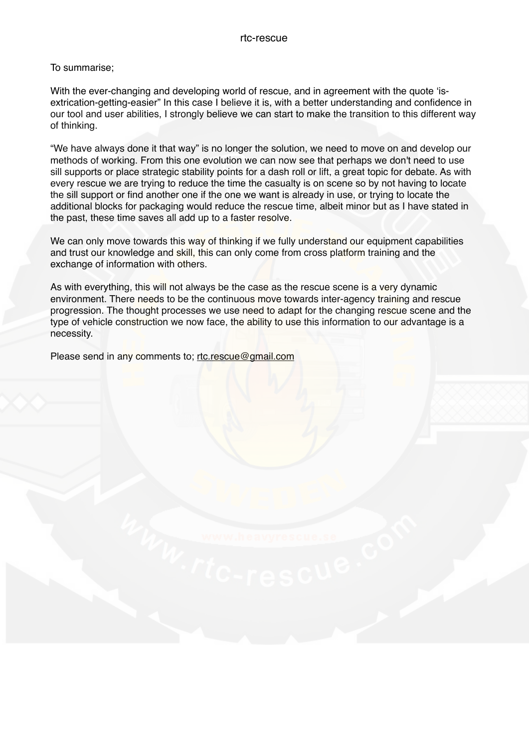To summarise;

With the ever-changing and developing world of rescue, and in agreement with the quote 'is-extrication-getting-easier" In this case I believe it is, with a better understanding and confidence in our tool and user abilities, I strongly believe we can start to make the transition to this different way of thinking.

"We have always done it that way" is no longer the solution, we need to move on and develop our methods of working. From this one evolution we can now see that perhaps we don't need to use sill supports or place strategic stability points for a dash roll or lift, a great topic for debate. As with every rescue we are trying to reduce the time the casualty is on scene so by not having to locate the sill support or find another one if the one we want is already in use, or trying to locate the additional blocks for packaging would reduce the rescue time, albeit minor but as I have stated in the past, these time saves all add up to a faster resolve.

We can only move towards this way of thinking if we fully understand our equipment capabilities and trust our knowledge and skill, this can only come from cross platform training and the exchange of information with others.

As with everything, this will not always be the case as the rescue scene is a very dynamic environment. There needs to be the continuous move towards inter-agency training and rescue progression. The thought processes we use need to adapt for the changing rescue scene and the type of vehicle construction we now face, the ability to use this information to our advantage is a necessity.

Please send in any comments to; rtc.rescue@gmail.com